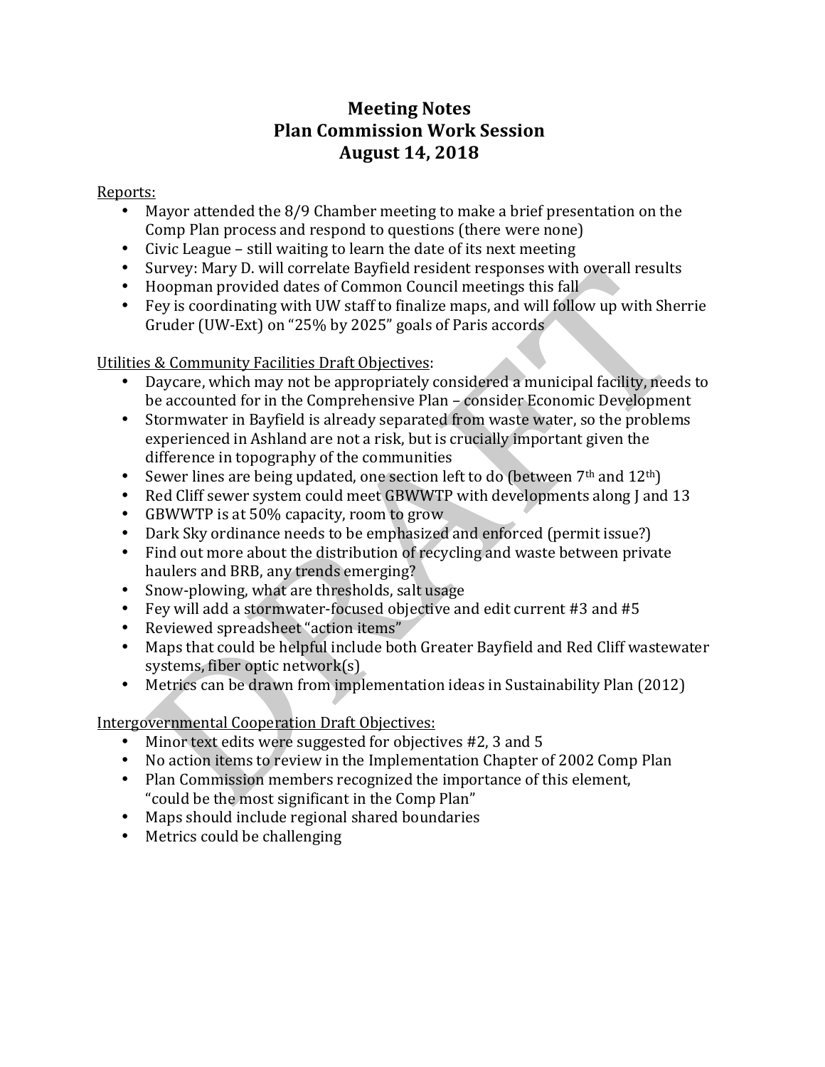# Meeting Notes
# Plan Commission Work Session
# August 14, 2018

Reports:

- Mayor attended the 8/9 Chamber meeting to make a brief presentation on the Comp Plan process and respond to questions (there were none)
- Civic League – still waiting to learn the date of its next meeting
- Survey: Mary D. will correlate Bayfield resident responses with overall results
- Hoopman provided dates of Common Council meetings this fall
- Fey is coordinating with UW staff to finalize maps, and will follow up with Sherrie Gruder (UW-Ext) on "25% by 2025" goals of Paris accords

Utilities & Community Facilities Draft Objectives:

- Daycare, which may not be appropriately considered a municipal facility, needs to be accounted for in the Comprehensive Plan – consider Economic Development
- Stormwater in Bayfield is already separated from waste water, so the problems experienced in Ashland are not a risk, but is crucially important given the difference in topography of the communities
- Sewer lines are being updated, one section left to do (between 7th and 12th)
- Red Cliff sewer system could meet GBWWTP with developments along J and 13
- GBWWTP is at 50% capacity, room to grow
- Dark Sky ordinance needs to be emphasized and enforced (permit issue?)
- Find out more about the distribution of recycling and waste between private haulers and BRB, any trends emerging?
- Snow-plowing, what are thresholds, salt usage
- Fey will add a stormwater-focused objective and edit current #3 and #5
- Reviewed spreadsheet "action items"
- Maps that could be helpful include both Greater Bayfield and Red Cliff wastewater systems, fiber optic network(s)
- Metrics can be drawn from implementation ideas in Sustainability Plan (2012)

Intergovernmental Cooperation Draft Objectives:

- Minor text edits were suggested for objectives #2, 3 and 5
- No action items to review in the Implementation Chapter of 2002 Comp Plan
- Plan Commission members recognized the importance of this element, "could be the most significant in the Comp Plan"
- Maps should include regional shared boundaries
- Metrics could be challenging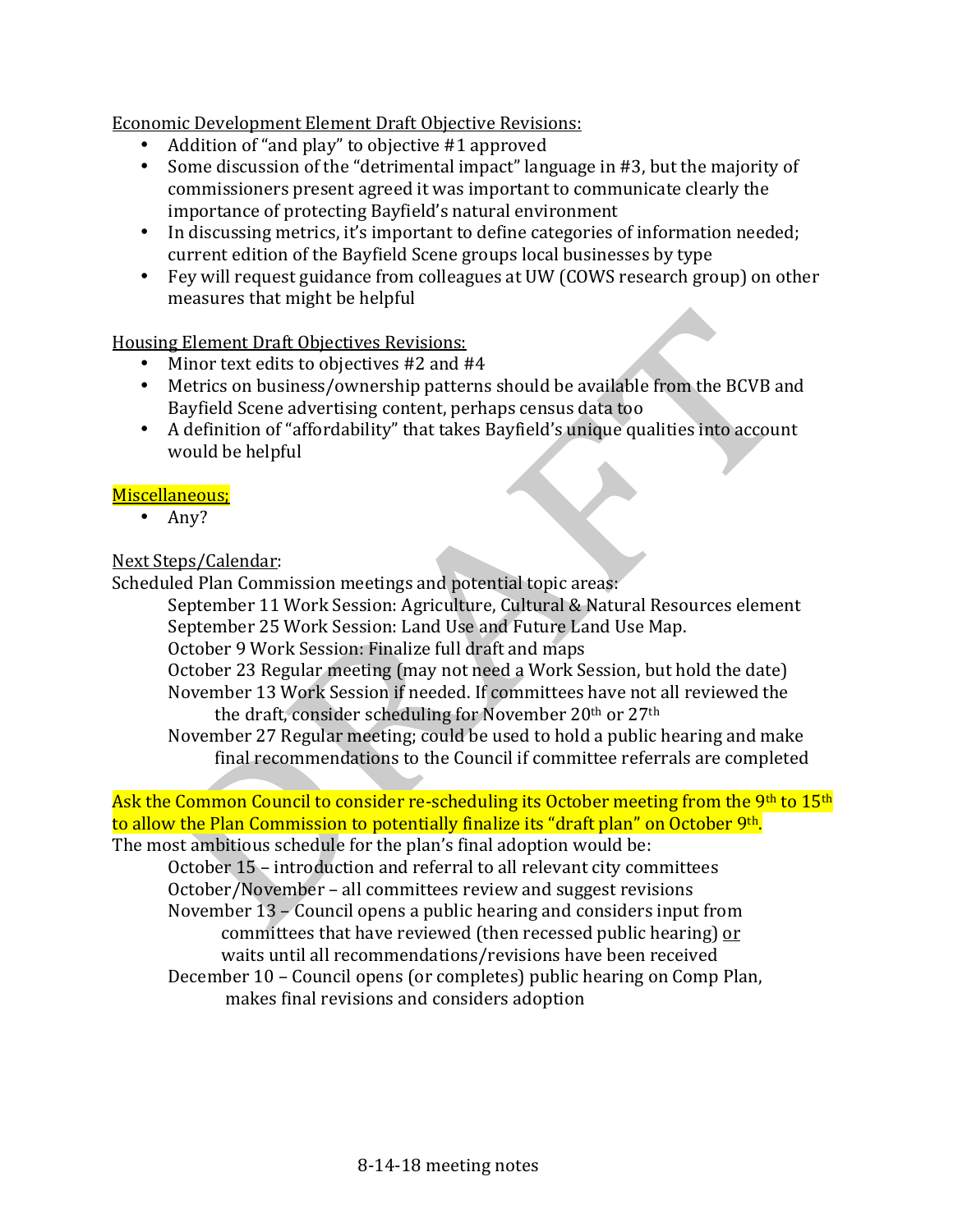Economic Development Element Draft Objective Revisions:

- Addition of "and play" to objective #1 approved
- Some discussion of the "detrimental impact" language in #3, but the majority of commissioners present agreed it was important to communicate clearly the importance of protecting Bayfield's natural environment
- In discussing metrics, it's important to define categories of information needed; current edition of the Bayfield Scene groups local businesses by type
- Fey will request guidance from colleagues at UW (COWS research group) on other measures that might be helpful

Housing Element Draft Objectives Revisions:

- Minor text edits to objectives #2 and #4
- Metrics on business/ownership patterns should be available from the BCVB and Bayfield Scene advertising content, perhaps census data too
- A definition of "affordability" that takes Bayfield's unique qualities into account would be helpful

Miscellaneous;

- Any?

Next Steps/Calendar:

Scheduled Plan Commission meetings and potential topic areas:

September 11 Work Session: Agriculture, Cultural & Natural Resources element
September 25 Work Session: Land Use and Future Land Use Map.
October 9 Work Session: Finalize full draft and maps
October 23 Regular meeting (may not need a Work Session, but hold the date)
November 13 Work Session if needed. If committees have not all reviewed the the draft, consider scheduling for November 20th or 27th
November 27 Regular meeting; could be used to hold a public hearing and make final recommendations to the Council if committee referrals are completed

Ask the Common Council to consider re-scheduling its October meeting from the 9th to 15th to allow the Plan Commission to potentially finalize its "draft plan" on October 9th.

The most ambitious schedule for the plan's final adoption would be:

October 15 – introduction and referral to all relevant city committees
October/November – all committees review and suggest revisions
November 13 – Council opens a public hearing and considers input from committees that have reviewed (then recessed public hearing) or waits until all recommendations/revisions have been received
December 10 – Council opens (or completes) public hearing on Comp Plan, makes final revisions and considers adoption

8-14-18 meeting notes